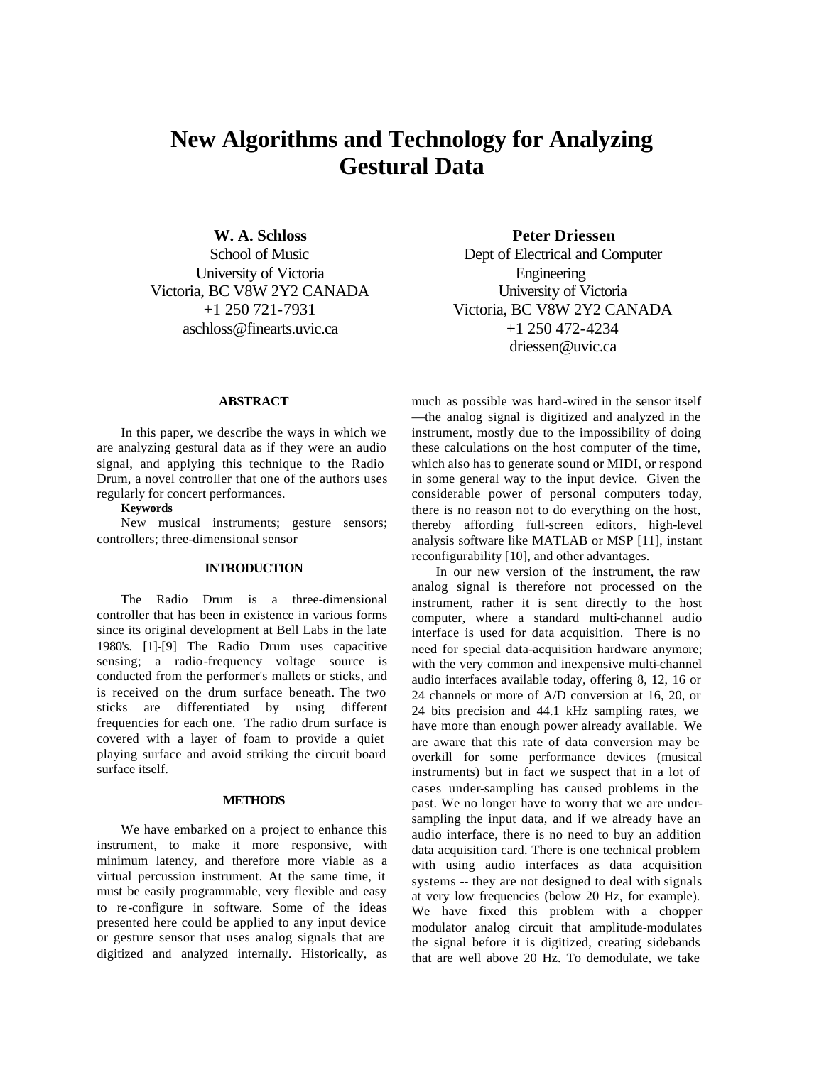# New Algorithms and Technology for Analyzing Gestural Data

**W. A. Schloss**
School of Music
University of Victoria
Victoria, BC V8W 2Y2 CANADA
+1 250 721-7931
aschloss@finearts.uvic.ca

**Peter Driessen**
Dept of Electrical and Computer Engineering
University of Victoria
Victoria, BC V8W 2Y2 CANADA
+1 250 472-4234
driessen@uvic.ca

## ABSTRACT

In this paper, we describe the ways in which we are analyzing gestural data as if they were an audio signal, and applying this technique to the Radio Drum, a novel controller that one of the authors uses regularly for concert performances.

**Keywords**

New musical instruments; gesture sensors; controllers; three-dimensional sensor

## INTRODUCTION

The Radio Drum is a three-dimensional controller that has been in existence in various forms since its original development at Bell Labs in the late 1980's. [1]-[9] The Radio Drum uses capacitive sensing; a radio-frequency voltage source is conducted from the performer's mallets or sticks, and is received on the drum surface beneath. The two sticks are differentiated by using different frequencies for each one. The radio drum surface is covered with a layer of foam to provide a quiet playing surface and avoid striking the circuit board surface itself.

## METHODS

We have embarked on a project to enhance this instrument, to make it more responsive, with minimum latency, and therefore more viable as a virtual percussion instrument. At the same time, it must be easily programmable, very flexible and easy to re-configure in software. Some of the ideas presented here could be applied to any input device or gesture sensor that uses analog signals that are digitized and analyzed internally. Historically, as much as possible was hard-wired in the sensor itself —the analog signal is digitized and analyzed in the instrument, mostly due to the impossibility of doing these calculations on the host computer of the time, which also has to generate sound or MIDI, or respond in some general way to the input device. Given the considerable power of personal computers today, there is no reason not to do everything on the host, thereby affording full-screen editors, high-level analysis software like MATLAB or MSP [11], instant reconfigurability [10], and other advantages.

In our new version of the instrument, the raw analog signal is therefore not processed on the instrument, rather it is sent directly to the host computer, where a standard multi-channel audio interface is used for data acquisition. There is no need for special data-acquisition hardware anymore; with the very common and inexpensive multi-channel audio interfaces available today, offering 8, 12, 16 or 24 channels or more of A/D conversion at 16, 20, or 24 bits precision and 44.1 kHz sampling rates, we have more than enough power already available. We are aware that this rate of data conversion may be overkill for some performance devices (musical instruments) but in fact we suspect that in a lot of cases under-sampling has caused problems in the past. We no longer have to worry that we are under-sampling the input data, and if we already have an audio interface, there is no need to buy an addition data acquisition card. There is one technical problem with using audio interfaces as data acquisition systems -- they are not designed to deal with signals at very low frequencies (below 20 Hz, for example). We have fixed this problem with a chopper modulator analog circuit that amplitude-modulates the signal before it is digitized, creating sidebands that are well above 20 Hz. To demodulate, we take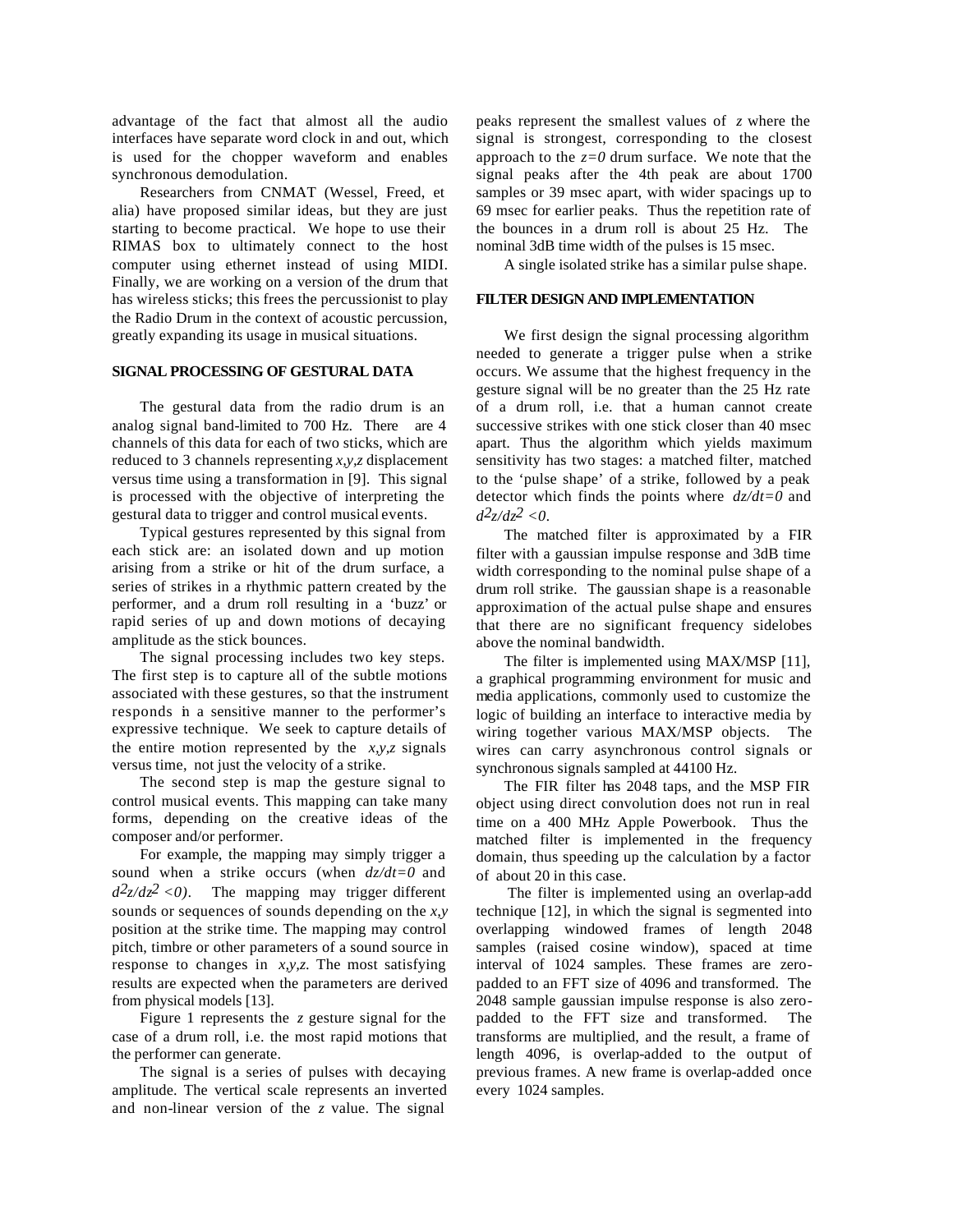advantage of the fact that almost all the audio interfaces have separate word clock in and out, which is used for the chopper waveform and enables synchronous demodulation.

Researchers from CNMAT (Wessel, Freed, et alia) have proposed similar ideas, but they are just starting to become practical. We hope to use their RIMAS box to ultimately connect to the host computer using ethernet instead of using MIDI. Finally, we are working on a version of the drum that has wireless sticks; this frees the percussionist to play the Radio Drum in the context of acoustic percussion, greatly expanding its usage in musical situations.

## SIGNAL PROCESSING OF GESTURAL DATA

The gestural data from the radio drum is an analog signal band-limited to 700 Hz. There are 4 channels of this data for each of two sticks, which are reduced to 3 channels representing $x,y,z$ displacement versus time using a transformation in [9]. This signal is processed with the objective of interpreting the gestural data to trigger and control musical events.

Typical gestures represented by this signal from each stick are: an isolated down and up motion arising from a strike or hit of the drum surface, a series of strikes in a rhythmic pattern created by the performer, and a drum roll resulting in a 'buzz' or rapid series of up and down motions of decaying amplitude as the stick bounces.

The signal processing includes two key steps. The first step is to capture all of the subtle motions associated with these gestures, so that the instrument responds in a sensitive manner to the performer's expressive technique. We seek to capture details of the entire motion represented by the $x,y,z$ signals versus time, not just the velocity of a strike.

The second step is map the gesture signal to control musical events. This mapping can take many forms, depending on the creative ideas of the composer and/or performer.

For example, the mapping may simply trigger a sound when a strike occurs (when $dz/dt=0$ and $d^2z/dz^2 <0$). The mapping may trigger different sounds or sequences of sounds depending on the $x,y$ position at the strike time. The mapping may control pitch, timbre or other parameters of a sound source in response to changes in $x,y,z$. The most satisfying results are expected when the parameters are derived from physical models [13].

Figure 1 represents the $z$ gesture signal for the case of a drum roll, i.e. the most rapid motions that the performer can generate.

The signal is a series of pulses with decaying amplitude. The vertical scale represents an inverted and non-linear version of the $z$ value. The signal peaks represent the smallest values of $z$ where the signal is strongest, corresponding to the closest approach to the $z=0$ drum surface. We note that the signal peaks after the 4th peak are about 1700 samples or 39 msec apart, with wider spacings up to 69 msec for earlier peaks. Thus the repetition rate of the bounces in a drum roll is about 25 Hz. The nominal 3dB time width of the pulses is 15 msec.

A single isolated strike has a similar pulse shape.

## FILTER DESIGN AND IMPLEMENTATION

We first design the signal processing algorithm needed to generate a trigger pulse when a strike occurs. We assume that the highest frequency in the gesture signal will be no greater than the 25 Hz rate of a drum roll, i.e. that a human cannot create successive strikes with one stick closer than 40 msec apart. Thus the algorithm which yields maximum sensitivity has two stages: a matched filter, matched to the 'pulse shape' of a strike, followed by a peak detector which finds the points where $dz/dt=0$ and $d^2z/dz^2 <0$.

The matched filter is approximated by a FIR filter with a gaussian impulse response and 3dB time width corresponding to the nominal pulse shape of a drum roll strike. The gaussian shape is a reasonable approximation of the actual pulse shape and ensures that there are no significant frequency sidelobes above the nominal bandwidth.

The filter is implemented using MAX/MSP [11], a graphical programming environment for music and media applications, commonly used to customize the logic of building an interface to interactive media by wiring together various MAX/MSP objects. The wires can carry asynchronous control signals or synchronous signals sampled at 44100 Hz.

The FIR filter has 2048 taps, and the MSP FIR object using direct convolution does not run in real time on a 400 MHz Apple Powerbook. Thus the matched filter is implemented in the frequency domain, thus speeding up the calculation by a factor of about 20 in this case.

The filter is implemented using an overlap-add technique [12], in which the signal is segmented into overlapping windowed frames of length 2048 samples (raised cosine window), spaced at time interval of 1024 samples. These frames are zero-padded to an FFT size of 4096 and transformed. The 2048 sample gaussian impulse response is also zero-padded to the FFT size and transformed. The transforms are multiplied, and the result, a frame of length 4096, is overlap-added to the output of previous frames. A new frame is overlap-added once every 1024 samples.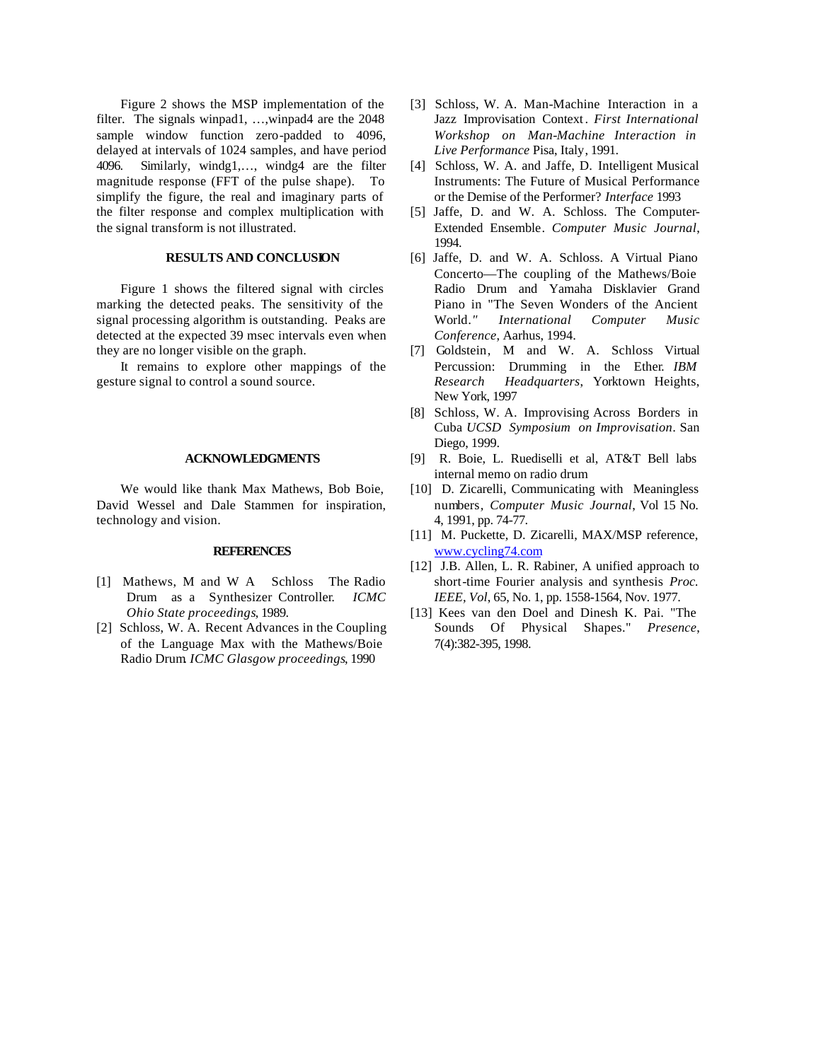Figure 2 shows the MSP implementation of the filter. The signals winpad1, …,winpad4 are the 2048 sample window function zero-padded to 4096, delayed at intervals of 1024 samples, and have period 4096. Similarly, windg1,…, windg4 are the filter magnitude response (FFT of the pulse shape). To simplify the figure, the real and imaginary parts of the filter response and complex multiplication with the signal transform is not illustrated.

## RESULTS AND CONCLUSION

Figure 1 shows the filtered signal with circles marking the detected peaks. The sensitivity of the signal processing algorithm is outstanding. Peaks are detected at the expected 39 msec intervals even when they are no longer visible on the graph.

It remains to explore other mappings of the gesture signal to control a sound source.

## ACKNOWLEDGMENTS

We would like thank Max Mathews, Bob Boie, David Wessel and Dale Stammen for inspiration, technology and vision.

## REFERENCES

[1] Mathews, M and W A Schloss The Radio Drum as a Synthesizer Controller. *ICMC Ohio State proceedings*, 1989.

[2] Schloss, W. A. Recent Advances in the Coupling of the Language Max with the Mathews/Boie Radio Drum. *ICMC Glasgow proceedings*, 1990

[3] Schloss, W. A. Man-Machine Interaction in a Jazz Improvisation Context. *First International Workshop on Man-Machine Interaction in Live Performance* Pisa, Italy, 1991.

[4] Schloss, W. A. and Jaffe, D. Intelligent Musical Instruments: The Future of Musical Performance or the Demise of the Performer? *Interface* 1993

[5] Jaffe, D. and W. A. Schloss. The Computer-Extended Ensemble. *Computer Music Journal*, 1994.

[6] Jaffe, D. and W. A. Schloss. A Virtual Piano Concerto—The coupling of the Mathews/Boie Radio Drum and Yamaha Disklavier Grand Piano in "The Seven Wonders of the Ancient World." *International Computer Music Conference*, Aarhus, 1994.

[7] Goldstein, M and W. A. Schloss Virtual Percussion: Drumming in the Ether. *IBM Research Headquarters*, Yorktown Heights, New York, 1997

[8] Schloss, W. A. Improvising Across Borders in Cuba *UCSD Symposium on Improvisation*. San Diego, 1999.

[9] R. Boie, L. Ruediselli et al, AT&T Bell labs internal memo on radio drum

[10] D. Zicarelli, Communicating with Meaningless numbers, *Computer Music Journal*, Vol 15 No. 4, 1991, pp. 74-77.

[11] M. Puckette, D. Zicarelli, MAX/MSP reference, www.cycling74.com

[12] J.B. Allen, L. R. Rabiner, A unified approach to short-time Fourier analysis and synthesis *Proc. IEEE, Vol*, 65, No. 1, pp. 1558-1564, Nov. 1977.

[13] Kees van den Doel and Dinesh K. Pai. "The Sounds Of Physical Shapes." *Presence*, 7(4):382-395, 1998.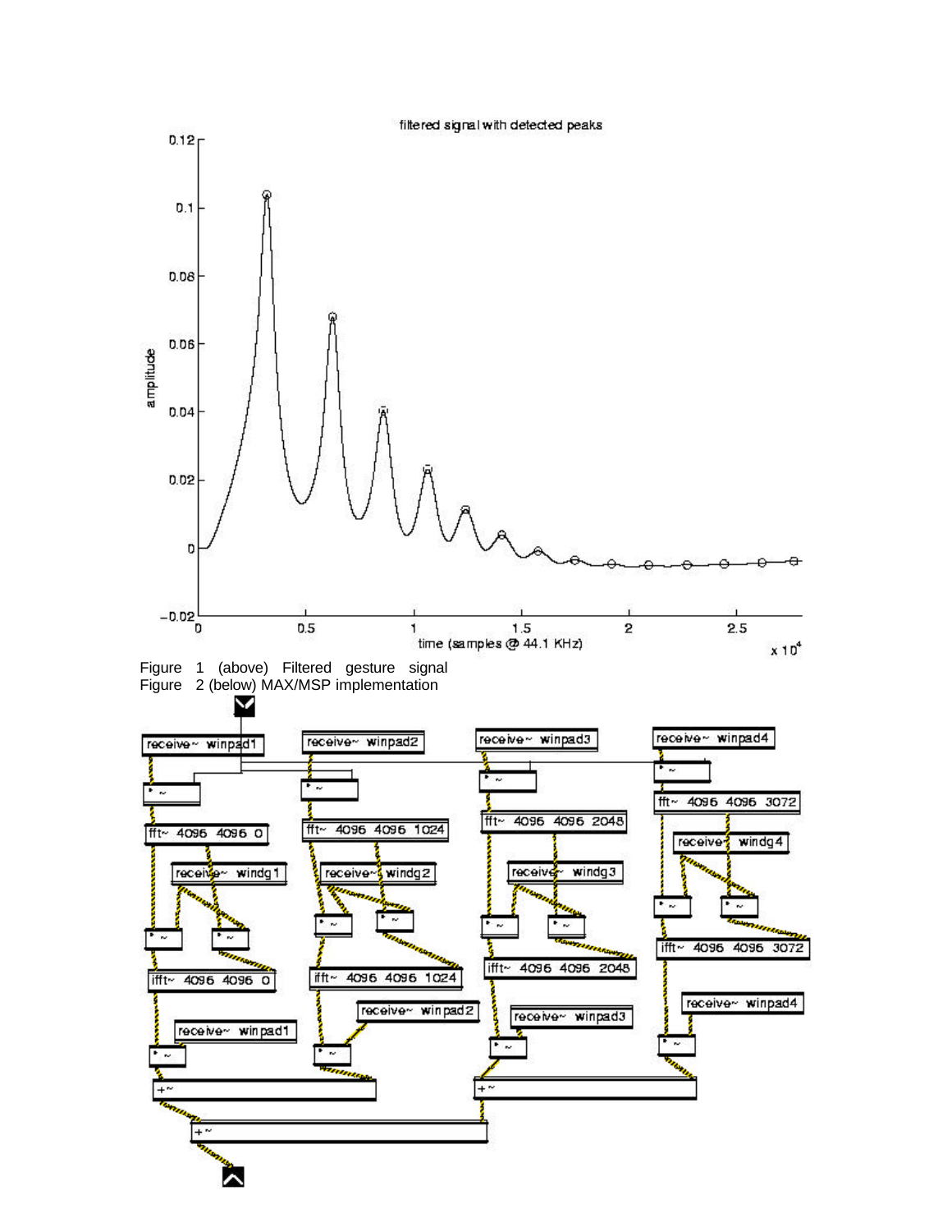filtered signal with detected peaks

0.12

0.1

0.08

0.06

0.04

0.02

0

−0.02

amplitude

0

0.5

1

1.5

2

2.5

time (samples @ 44.1 KHz)

x 10⁴

Figure 1 (above) Filtered gesture signal
Figure 2 (below) MAX/MSP implementation

receive~ winpad1

receive~ winpad2

receive~ winpad3

receive~ winpad4

fft~ 4096 4096 0

fft~ 4096 4096 1024

fft~ 4096 4096 2048

fft~ 4096 4096 3072

receive~ windg1

receive~ windg2

receive~ windg3

receive~ windg4

ifft~ 4096 4096 0

ifft~ 4096 4096 1024

ifft~ 4096 4096 2048

ifft~ 4096 4096 3072

receive~ winpad1

receive~ winpad2

receive~ winpad3

receive~ winpad4

+~

+~

+~